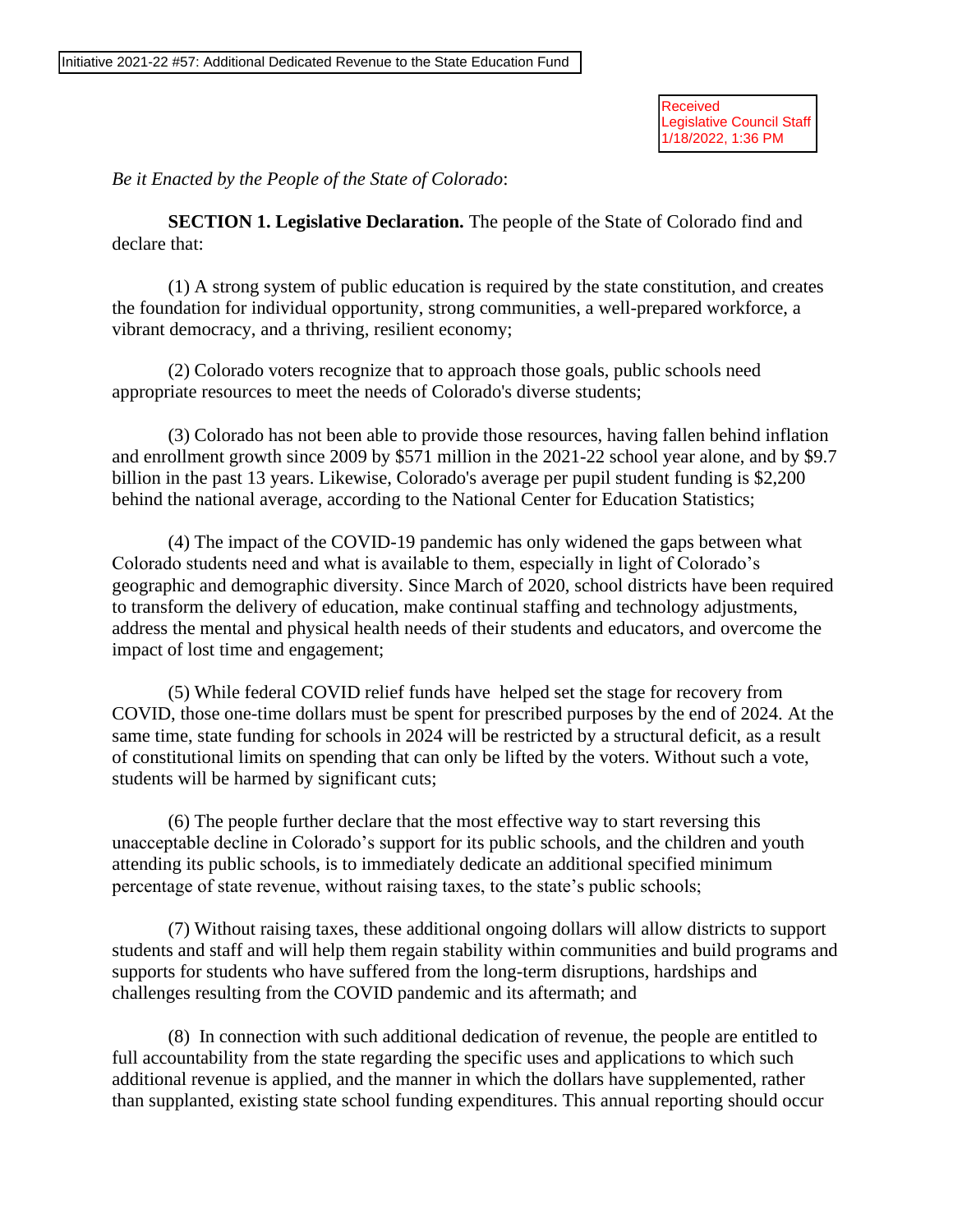Initiative 2021-22 #57: Additional Dedicated Revenue to the State Education Fund

Received
Legislative Council Staff
1/18/2022, 1:36 PM

*Be it Enacted by the People of the State of Colorado*:

**SECTION 1. Legislative Declaration.** The people of the State of Colorado find and declare that:

(1) A strong system of public education is required by the state constitution, and creates the foundation for individual opportunity, strong communities, a well-prepared workforce, a vibrant democracy, and a thriving, resilient economy;

(2) Colorado voters recognize that to approach those goals, public schools need appropriate resources to meet the needs of Colorado's diverse students;

(3) Colorado has not been able to provide those resources, having fallen behind inflation and enrollment growth since 2009 by $571 million in the 2021-22 school year alone, and by $9.7 billion in the past 13 years. Likewise, Colorado's average per pupil student funding is $2,200 behind the national average, according to the National Center for Education Statistics;

(4) The impact of the COVID-19 pandemic has only widened the gaps between what Colorado students need and what is available to them, especially in light of Colorado's geographic and demographic diversity. Since March of 2020, school districts have been required to transform the delivery of education, make continual staffing and technology adjustments, address the mental and physical health needs of their students and educators, and overcome the impact of lost time and engagement;

(5) While federal COVID relief funds have helped set the stage for recovery from COVID, those one-time dollars must be spent for prescribed purposes by the end of 2024. At the same time, state funding for schools in 2024 will be restricted by a structural deficit, as a result of constitutional limits on spending that can only be lifted by the voters. Without such a vote, students will be harmed by significant cuts;

(6) The people further declare that the most effective way to start reversing this unacceptable decline in Colorado's support for its public schools, and the children and youth attending its public schools, is to immediately dedicate an additional specified minimum percentage of state revenue, without raising taxes, to the state's public schools;

(7) Without raising taxes, these additional ongoing dollars will allow districts to support students and staff and will help them regain stability within communities and build programs and supports for students who have suffered from the long-term disruptions, hardships and challenges resulting from the COVID pandemic and its aftermath; and

(8) In connection with such additional dedication of revenue, the people are entitled to full accountability from the state regarding the specific uses and applications to which such additional revenue is applied, and the manner in which the dollars have supplemented, rather than supplanted, existing state school funding expenditures. This annual reporting should occur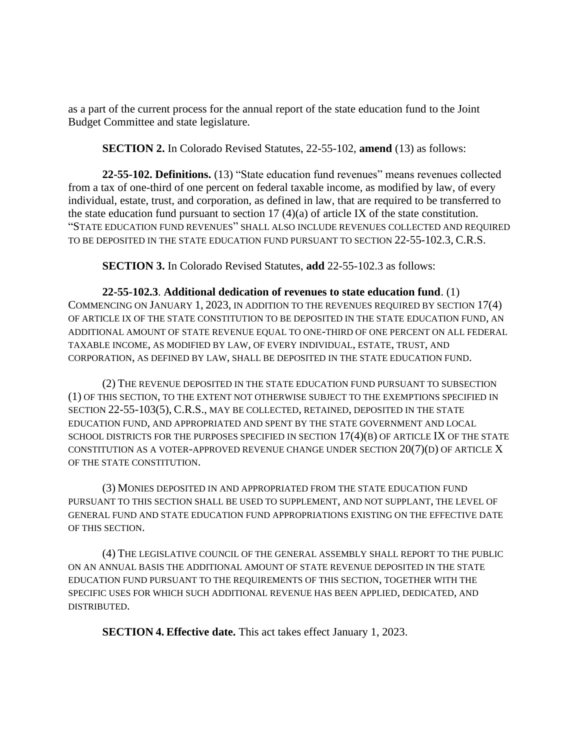as a part of the current process for the annual report of the state education fund to the Joint Budget Committee and state legislature.

**SECTION 2.** In Colorado Revised Statutes, 22-55-102, **amend** (13) as follows:

**22-55-102. Definitions.** (13) "State education fund revenues" means revenues collected from a tax of one-third of one percent on federal taxable income, as modified by law, of every individual, estate, trust, and corporation, as defined in law, that are required to be transferred to the state education fund pursuant to section 17 (4)(a) of article IX of the state constitution. "STATE EDUCATION FUND REVENUES" SHALL ALSO INCLUDE REVENUES COLLECTED AND REQUIRED TO BE DEPOSITED IN THE STATE EDUCATION FUND PURSUANT TO SECTION 22-55-102.3, C.R.S.

**SECTION 3.** In Colorado Revised Statutes, **add** 22-55-102.3 as follows:

**22-55-102.3**. **Additional dedication of revenues to state education fund**. (1) COMMENCING ON JANUARY 1, 2023, IN ADDITION TO THE REVENUES REQUIRED BY SECTION 17(4) OF ARTICLE IX OF THE STATE CONSTITUTION TO BE DEPOSITED IN THE STATE EDUCATION FUND, AN ADDITIONAL AMOUNT OF STATE REVENUE EQUAL TO ONE-THIRD OF ONE PERCENT ON ALL FEDERAL TAXABLE INCOME, AS MODIFIED BY LAW, OF EVERY INDIVIDUAL, ESTATE, TRUST, AND CORPORATION, AS DEFINED BY LAW, SHALL BE DEPOSITED IN THE STATE EDUCATION FUND.

(2) THE REVENUE DEPOSITED IN THE STATE EDUCATION FUND PURSUANT TO SUBSECTION (1) OF THIS SECTION, TO THE EXTENT NOT OTHERWISE SUBJECT TO THE EXEMPTIONS SPECIFIED IN SECTION 22-55-103(5), C.R.S., MAY BE COLLECTED, RETAINED, DEPOSITED IN THE STATE EDUCATION FUND, AND APPROPRIATED AND SPENT BY THE STATE GOVERNMENT AND LOCAL SCHOOL DISTRICTS FOR THE PURPOSES SPECIFIED IN SECTION 17(4)(B) OF ARTICLE IX OF THE STATE CONSTITUTION AS A VOTER-APPROVED REVENUE CHANGE UNDER SECTION 20(7)(D) OF ARTICLE X OF THE STATE CONSTITUTION.

(3) MONIES DEPOSITED IN AND APPROPRIATED FROM THE STATE EDUCATION FUND PURSUANT TO THIS SECTION SHALL BE USED TO SUPPLEMENT, AND NOT SUPPLANT, THE LEVEL OF GENERAL FUND AND STATE EDUCATION FUND APPROPRIATIONS EXISTING ON THE EFFECTIVE DATE OF THIS SECTION.

(4) THE LEGISLATIVE COUNCIL OF THE GENERAL ASSEMBLY SHALL REPORT TO THE PUBLIC ON AN ANNUAL BASIS THE ADDITIONAL AMOUNT OF STATE REVENUE DEPOSITED IN THE STATE EDUCATION FUND PURSUANT TO THE REQUIREMENTS OF THIS SECTION, TOGETHER WITH THE SPECIFIC USES FOR WHICH SUCH ADDITIONAL REVENUE HAS BEEN APPLIED, DEDICATED, AND DISTRIBUTED.

**SECTION 4. Effective date.** This act takes effect January 1, 2023.